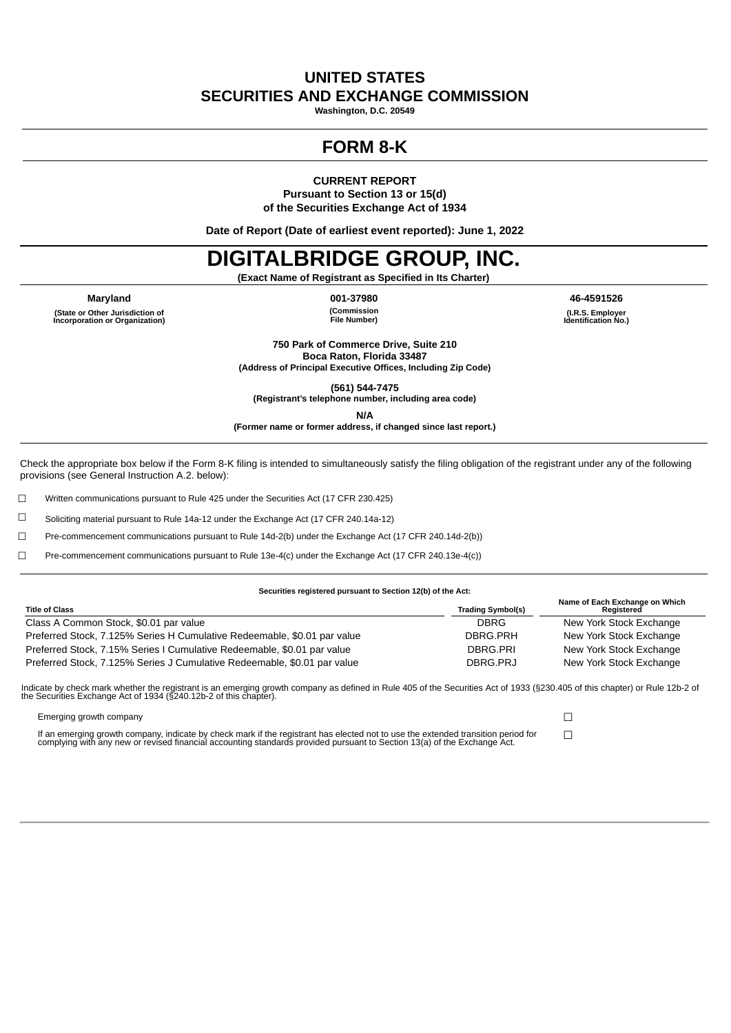# UNITED STATES
# SECURITIES AND EXCHANGE COMMISSION

**Washington, D.C. 20549**

# FORM 8-K

**CURRENT REPORT**
**Pursuant to Section 13 or 15(d)**
**of the Securities Exchange Act of 1934**

**Date of Report (Date of earliest event reported): June 1, 2022**

# DIGITALBRIDGE GROUP, INC.

**(Exact Name of Registrant as Specified in Its Charter)**

| Maryland | 001-37980 | 46-4591526 |
|---|---|---|
| (State or Other Jurisdiction of Incorporation or Organization) | (Commission File Number) | (I.R.S. Employer Identification No.) |

**750 Park of Commerce Drive, Suite 210**
**Boca Raton, Florida 33487**
**(Address of Principal Executive Offices, Including Zip Code)**

**(561) 544-7475**
**(Registrant's telephone number, including area code)**

**N/A**
**(Former name or former address, if changed since last report.)**

Check the appropriate box below if the Form 8-K filing is intended to simultaneously satisfy the filing obligation of the registrant under any of the following provisions (see General Instruction A.2. below):

☐ Written communications pursuant to Rule 425 under the Securities Act (17 CFR 230.425)

☐ Soliciting material pursuant to Rule 14a-12 under the Exchange Act (17 CFR 240.14a-12)

☐ Pre-commencement communications pursuant to Rule 14d-2(b) under the Exchange Act (17 CFR 240.14d-2(b))

☐ Pre-commencement communications pursuant to Rule 13e-4(c) under the Exchange Act (17 CFR 240.13e-4(c))

**Securities registered pursuant to Section 12(b) of the Act:**

| Title of Class | Trading Symbol(s) | Name of Each Exchange on Which Registered |
|---|---|---|
| Class A Common Stock, $0.01 par value | DBRG | New York Stock Exchange |
| Preferred Stock, 7.125% Series H Cumulative Redeemable, $0.01 par value | DBRG.PRH | New York Stock Exchange |
| Preferred Stock, 7.15% Series I Cumulative Redeemable, $0.01 par value | DBRG.PRI | New York Stock Exchange |
| Preferred Stock, 7.125% Series J Cumulative Redeemable, $0.01 par value | DBRG.PRJ | New York Stock Exchange |

Indicate by check mark whether the registrant is an emerging growth company as defined in Rule 405 of the Securities Act of 1933 (§230.405 of this chapter) or Rule 12b-2 of the Securities Exchange Act of 1934 (§240.12b-2 of this chapter).

Emerging growth company ☐

If an emerging growth company, indicate by check mark if the registrant has elected not to use the extended transition period for complying with any new or revised financial accounting standards provided pursuant to Section 13(a) of the Exchange Act. ☐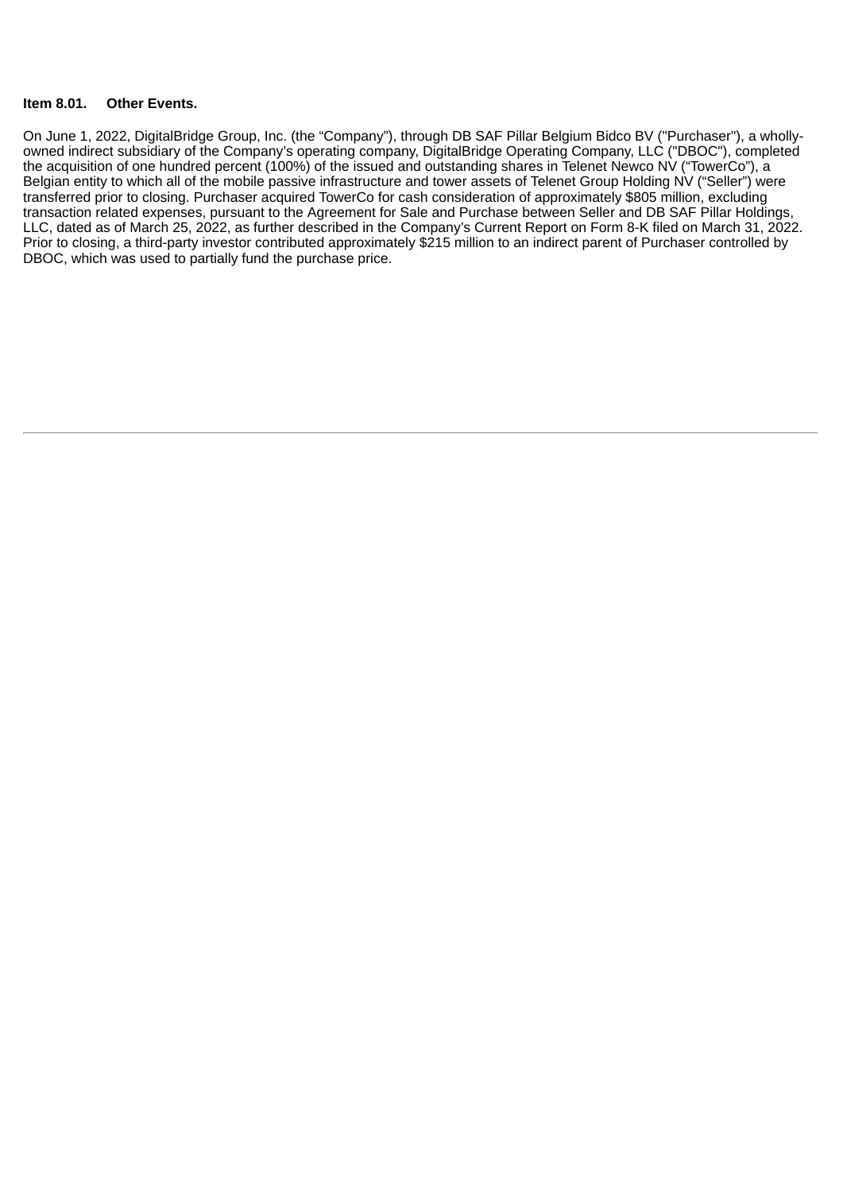**Item 8.01. Other Events.**

On June 1, 2022, DigitalBridge Group, Inc. (the “Company”), through DB SAF Pillar Belgium Bidco BV ("Purchaser"), a wholly-owned indirect subsidiary of the Company’s operating company, DigitalBridge Operating Company, LLC ("DBOC"), completed the acquisition of one hundred percent (100%) of the issued and outstanding shares in Telenet Newco NV (“TowerCo”), a Belgian entity to which all of the mobile passive infrastructure and tower assets of Telenet Group Holding NV (“Seller”) were transferred prior to closing. Purchaser acquired TowerCo for cash consideration of approximately $805 million, excluding transaction related expenses, pursuant to the Agreement for Sale and Purchase between Seller and DB SAF Pillar Holdings, LLC, dated as of March 25, 2022, as further described in the Company’s Current Report on Form 8-K filed on March 31, 2022. Prior to closing, a third-party investor contributed approximately $215 million to an indirect parent of Purchaser controlled by DBOC, which was used to partially fund the purchase price.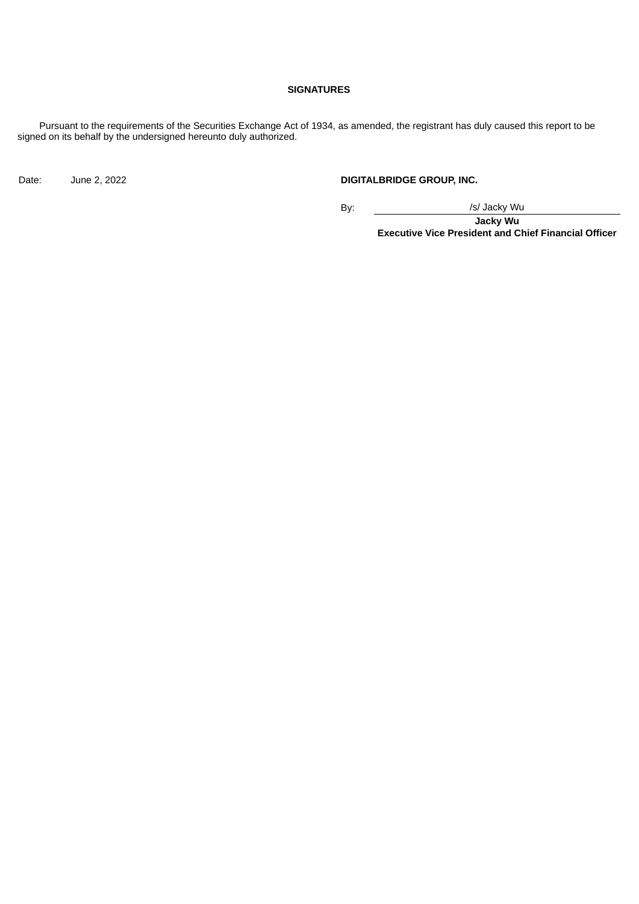**SIGNATURES**

Pursuant to the requirements of the Securities Exchange Act of 1934, as amended, the registrant has duly caused this report to be signed on its behalf by the undersigned hereunto duly authorized.

| | | | |
|---|---|---|---|
| Date: | June 2, 2022 | **DIGITALBRIDGE GROUP, INC.** | |
| | | By: | /s/ Jacky Wu |
| | | | **Jacky Wu** |
| | | | **Executive Vice President and Chief Financial Officer** |